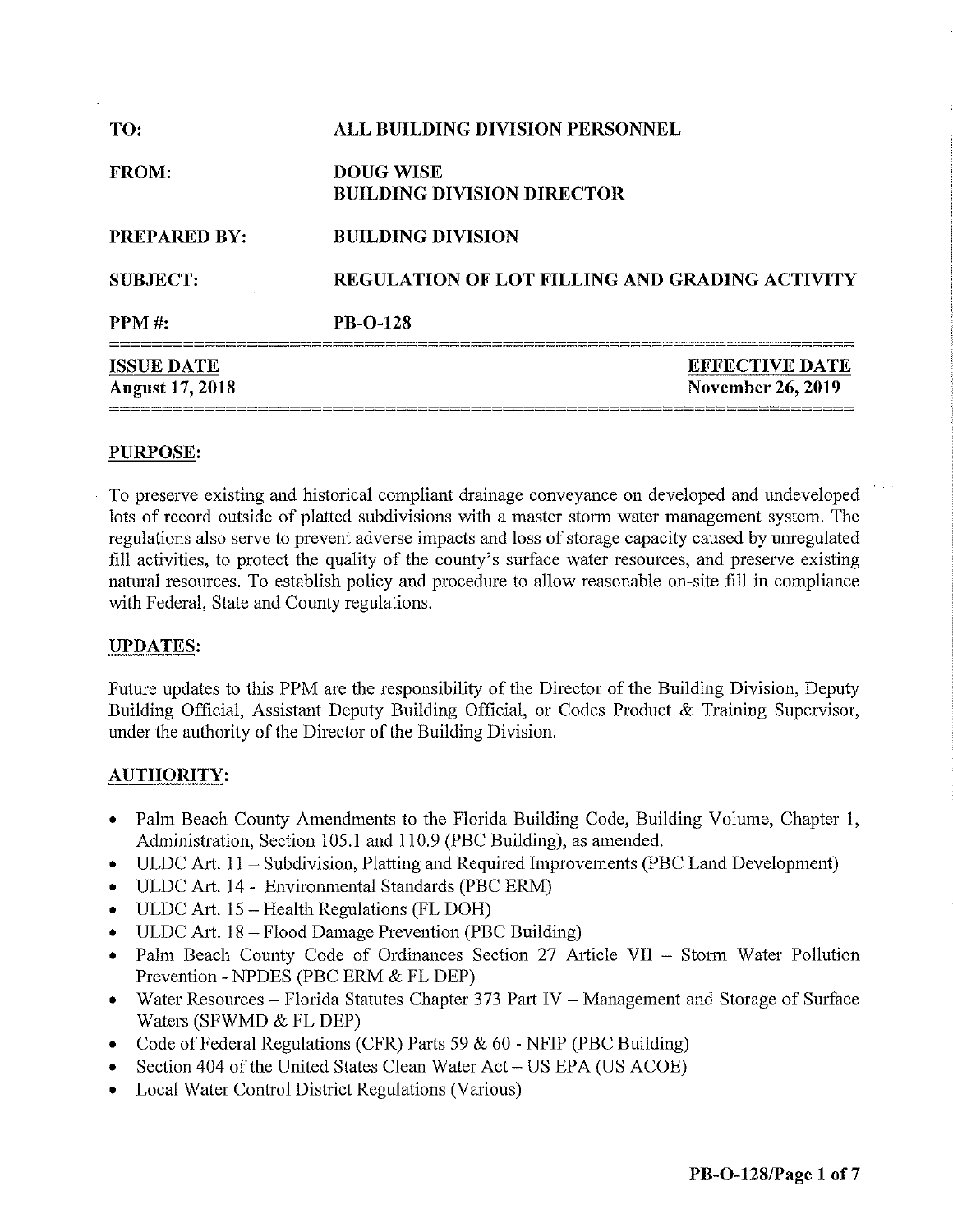| | |
|---|---|
| **TO:** | **ALL BUILDING DIVISION PERSONNEL** |
| **FROM:** | **DOUG WISE**<br>**BUILDING DIVISION DIRECTOR** |
| **PREPARED BY:** | **BUILDING DIVISION** |
| **SUBJECT:** | **REGULATION OF LOT FILLING AND GRADING ACTIVITY** |
| **PPM #:** | **PB-O-128** |

| **ISSUE DATE** | **EFFECTIVE DATE** |
|---|---|
| **August 17, 2018** | **November 26, 2019** |

## PURPOSE:

To preserve existing and historical compliant drainage conveyance on developed and undeveloped lots of record outside of platted subdivisions with a master storm water management system. The regulations also serve to prevent adverse impacts and loss of storage capacity caused by unregulated fill activities, to protect the quality of the county's surface water resources, and preserve existing natural resources. To establish policy and procedure to allow reasonable on-site fill in compliance with Federal, State and County regulations.

## UPDATES:

Future updates to this PPM are the responsibility of the Director of the Building Division, Deputy Building Official, Assistant Deputy Building Official, or Codes Product & Training Supervisor, under the authority of the Director of the Building Division.

## AUTHORITY:

- Palm Beach County Amendments to the Florida Building Code, Building Volume, Chapter 1, Administration, Section 105.1 and 110.9 (PBC Building), as amended.
- ULDC Art. 11 – Subdivision, Platting and Required Improvements (PBC Land Development)
- ULDC Art. 14 - Environmental Standards (PBC ERM)
- ULDC Art. 15 – Health Regulations (FL DOH)
- ULDC Art. 18 – Flood Damage Prevention (PBC Building)
- Palm Beach County Code of Ordinances Section 27 Article VII – Storm Water Pollution Prevention - NPDES (PBC ERM & FL DEP)
- Water Resources – Florida Statutes Chapter 373 Part IV – Management and Storage of Surface Waters (SFWMD & FL DEP)
- Code of Federal Regulations (CFR) Parts 59 & 60 - NFIP (PBC Building)
- Section 404 of the United States Clean Water Act – US EPA (US ACOE)
- Local Water Control District Regulations (Various)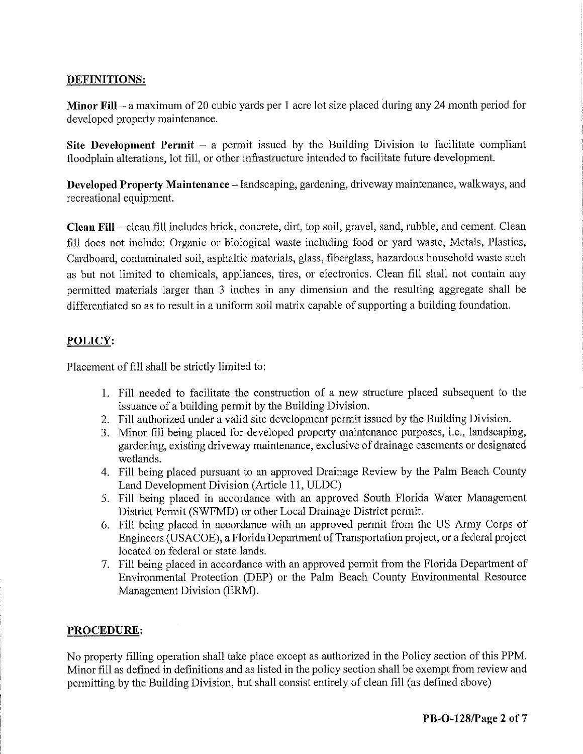## DEFINITIONS:

**Minor Fill** – a maximum of 20 cubic yards per 1 acre lot size placed during any 24 month period for developed property maintenance.

**Site Development Permit** – a permit issued by the Building Division to facilitate compliant floodplain alterations, lot fill, or other infrastructure intended to facilitate future development.

**Developed Property Maintenance** – landscaping, gardening, driveway maintenance, walkways, and recreational equipment.

**Clean Fill** – clean fill includes brick, concrete, dirt, top soil, gravel, sand, rubble, and cement. Clean fill does not include: Organic or biological waste including food or yard waste, Metals, Plastics, Cardboard, contaminated soil, asphaltic materials, glass, fiberglass, hazardous household waste such as but not limited to chemicals, appliances, tires, or electronics. Clean fill shall not contain any permitted materials larger than 3 inches in any dimension and the resulting aggregate shall be differentiated so as to result in a uniform soil matrix capable of supporting a building foundation.

## POLICY:

Placement of fill shall be strictly limited to:

1. Fill needed to facilitate the construction of a new structure placed subsequent to the issuance of a building permit by the Building Division.
2. Fill authorized under a valid site development permit issued by the Building Division.
3. Minor fill being placed for developed property maintenance purposes, i.e., landscaping, gardening, existing driveway maintenance, exclusive of drainage easements or designated wetlands.
4. Fill being placed pursuant to an approved Drainage Review by the Palm Beach County Land Development Division (Article 11, ULDC)
5. Fill being placed in accordance with an approved South Florida Water Management District Permit (SWFMD) or other Local Drainage District permit.
6. Fill being placed in accordance with an approved permit from the US Army Corps of Engineers (USACOE), a Florida Department of Transportation project, or a federal project located on federal or state lands.
7. Fill being placed in accordance with an approved permit from the Florida Department of Environmental Protection (DEP) or the Palm Beach County Environmental Resource Management Division (ERM).

## PROCEDURE:

No property filling operation shall take place except as authorized in the Policy section of this PPM. Minor fill as defined in definitions and as listed in the policy section shall be exempt from review and permitting by the Building Division, but shall consist entirely of clean fill (as defined above)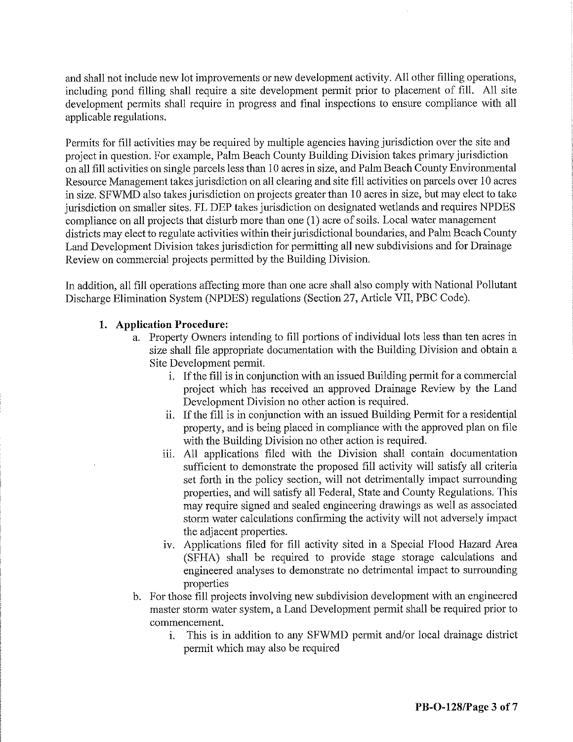and shall not include new lot improvements or new development activity. All other filling operations, including pond filling shall require a site development permit prior to placement of fill. All site development permits shall require in progress and final inspections to ensure compliance with all applicable regulations.

Permits for fill activities may be required by multiple agencies having jurisdiction over the site and project in question. For example, Palm Beach County Building Division takes primary jurisdiction on all fill activities on single parcels less than 10 acres in size, and Palm Beach County Environmental Resource Management takes jurisdiction on all clearing and site fill activities on parcels over 10 acres in size. SFWMD also takes jurisdiction on projects greater than 10 acres in size, but may elect to take jurisdiction on smaller sites. FL DEP takes jurisdiction on designated wetlands and requires NPDES compliance on all projects that disturb more than one (1) acre of soils. Local water management districts may elect to regulate activities within their jurisdictional boundaries, and Palm Beach County Land Development Division takes jurisdiction for permitting all new subdivisions and for Drainage Review on commercial projects permitted by the Building Division.

In addition, all fill operations affecting more than one acre shall also comply with National Pollutant Discharge Elimination System (NPDES) regulations (Section 27, Article VII, PBC Code).

**1. Application Procedure:**

a. Property Owners intending to fill portions of individual lots less than ten acres in size shall file appropriate documentation with the Building Division and obtain a Site Development permit.

   i. If the fill is in conjunction with an issued Building permit for a commercial project which has received an approved Drainage Review by the Land Development Division no other action is required.

   ii. If the fill is in conjunction with an issued Building Permit for a residential property, and is being placed in compliance with the approved plan on file with the Building Division no other action is required.

   iii. All applications filed with the Division shall contain documentation sufficient to demonstrate the proposed fill activity will satisfy all criteria set forth in the policy section, will not detrimentally impact surrounding properties, and will satisfy all Federal, State and County Regulations. This may require signed and sealed engineering drawings as well as associated storm water calculations confirming the activity will not adversely impact the adjacent properties.

   iv. Applications filed for fill activity sited in a Special Flood Hazard Area (SFHA) shall be required to provide stage storage calculations and engineered analyses to demonstrate no detrimental impact to surrounding properties

b. For those fill projects involving new subdivision development with an engineered master storm water system, a Land Development permit shall be required prior to commencement.

   i. This is in addition to any SFWMD permit and/or local drainage district permit which may also be required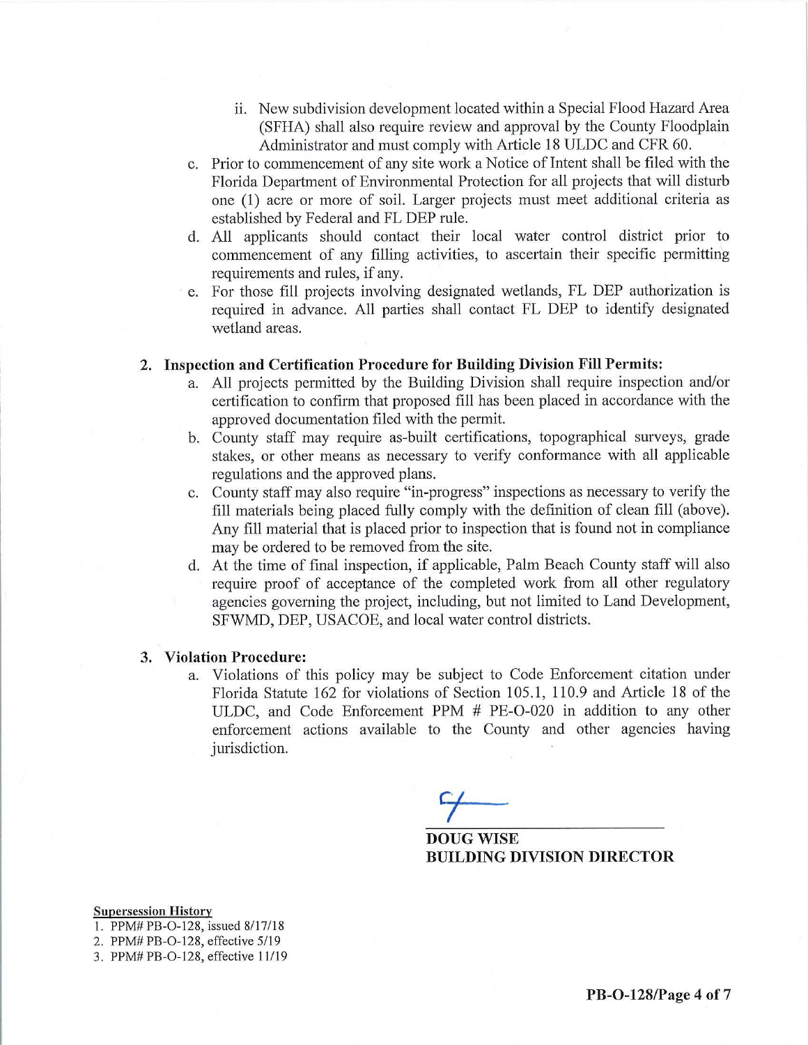ii. New subdivision development located within a Special Flood Hazard Area (SFHA) shall also require review and approval by the County Floodplain Administrator and must comply with Article 18 ULDC and CFR 60.

c. Prior to commencement of any site work a Notice of Intent shall be filed with the Florida Department of Environmental Protection for all projects that will disturb one (1) acre or more of soil. Larger projects must meet additional criteria as established by Federal and FL DEP rule.

d. All applicants should contact their local water control district prior to commencement of any filling activities, to ascertain their specific permitting requirements and rules, if any.

e. For those fill projects involving designated wetlands, FL DEP authorization is required in advance. All parties shall contact FL DEP to identify designated wetland areas.

**2. Inspection and Certification Procedure for Building Division Fill Permits:**

a. All projects permitted by the Building Division shall require inspection and/or certification to confirm that proposed fill has been placed in accordance with the approved documentation filed with the permit.

b. County staff may require as-built certifications, topographical surveys, grade stakes, or other means as necessary to verify conformance with all applicable regulations and the approved plans.

c. County staff may also require "in-progress" inspections as necessary to verify the fill materials being placed fully comply with the definition of clean fill (above). Any fill material that is placed prior to inspection that is found not in compliance may be ordered to be removed from the site.

d. At the time of final inspection, if applicable, Palm Beach County staff will also require proof of acceptance of the completed work from all other regulatory agencies governing the project, including, but not limited to Land Development, SFWMD, DEP, USACOE, and local water control districts.

**3. Violation Procedure:**

a. Violations of this policy may be subject to Code Enforcement citation under Florida Statute 162 for violations of Section 105.1, 110.9 and Article 18 of the ULDC, and Code Enforcement PPM # PE-O-020 in addition to any other enforcement actions available to the County and other agencies having jurisdiction.

**DOUG WISE**
**BUILDING DIVISION DIRECTOR**

**Supersession History**

1. PPM# PB-O-128, issued 8/17/18
2. PPM# PB-O-128, effective 5/19
3. PPM# PB-O-128, effective 11/19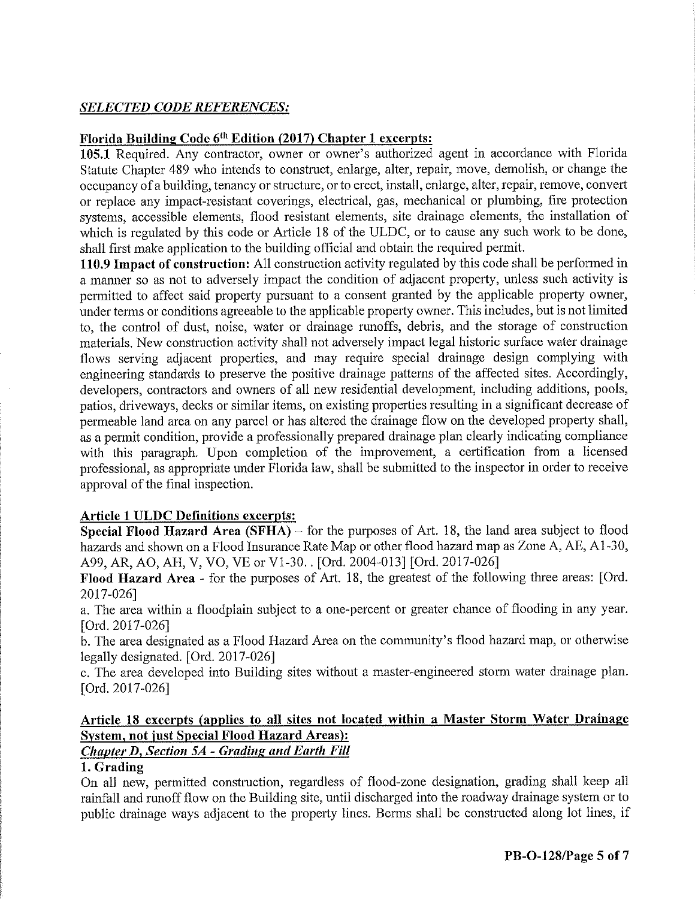***SELECTED CODE REFERENCES:***

**Florida Building Code 6th Edition (2017) Chapter 1 excerpts:**

**105.1** Required. Any contractor, owner or owner's authorized agent in accordance with Florida Statute Chapter 489 who intends to construct, enlarge, alter, repair, move, demolish, or change the occupancy of a building, tenancy or structure, or to erect, install, enlarge, alter, repair, remove, convert or replace any impact-resistant coverings, electrical, gas, mechanical or plumbing, fire protection systems, accessible elements, flood resistant elements, site drainage elements, the installation of which is regulated by this code or Article 18 of the ULDC, or to cause any such work to be done, shall first make application to the building official and obtain the required permit.

**110.9 Impact of construction:** All construction activity regulated by this code shall be performed in a manner so as not to adversely impact the condition of adjacent property, unless such activity is permitted to affect said property pursuant to a consent granted by the applicable property owner, under terms or conditions agreeable to the applicable property owner. This includes, but is not limited to, the control of dust, noise, water or drainage runoffs, debris, and the storage of construction materials. New construction activity shall not adversely impact legal historic surface water drainage flows serving adjacent properties, and may require special drainage design complying with engineering standards to preserve the positive drainage patterns of the affected sites. Accordingly, developers, contractors and owners of all new residential development, including additions, pools, patios, driveways, decks or similar items, on existing properties resulting in a significant decrease of permeable land area on any parcel or has altered the drainage flow on the developed property shall, as a permit condition, provide a professionally prepared drainage plan clearly indicating compliance with this paragraph. Upon completion of the improvement, a certification from a licensed professional, as appropriate under Florida law, shall be submitted to the inspector in order to receive approval of the final inspection.

**Article 1 ULDC Definitions excerpts:**

**Special Flood Hazard Area (SFHA)** – for the purposes of Art. 18, the land area subject to flood hazards and shown on a Flood Insurance Rate Map or other flood hazard map as Zone A, AE, A1-30, A99, AR, AO, AH, V, VO, VE or V1-30. . [Ord. 2004-013] [Ord. 2017-026]

**Flood Hazard Area** - for the purposes of Art. 18, the greatest of the following three areas: [Ord. 2017-026]

a. The area within a floodplain subject to a one-percent or greater chance of flooding in any year. [Ord. 2017-026]

b. The area designated as a Flood Hazard Area on the community's flood hazard map, or otherwise legally designated. [Ord. 2017-026]

c. The area developed into Building sites without a master-engineered storm water drainage plan. [Ord. 2017-026]

**Article 18 excerpts (applies to all sites not located within a Master Storm Water Drainage System, not just Special Flood Hazard Areas):**

***Chapter D, Section 5A - Grading and Earth Fill***

**1. Grading**

On all new, permitted construction, regardless of flood-zone designation, grading shall keep all rainfall and runoff flow on the Building site, until discharged into the roadway drainage system or to public drainage ways adjacent to the property lines. Berms shall be constructed along lot lines, if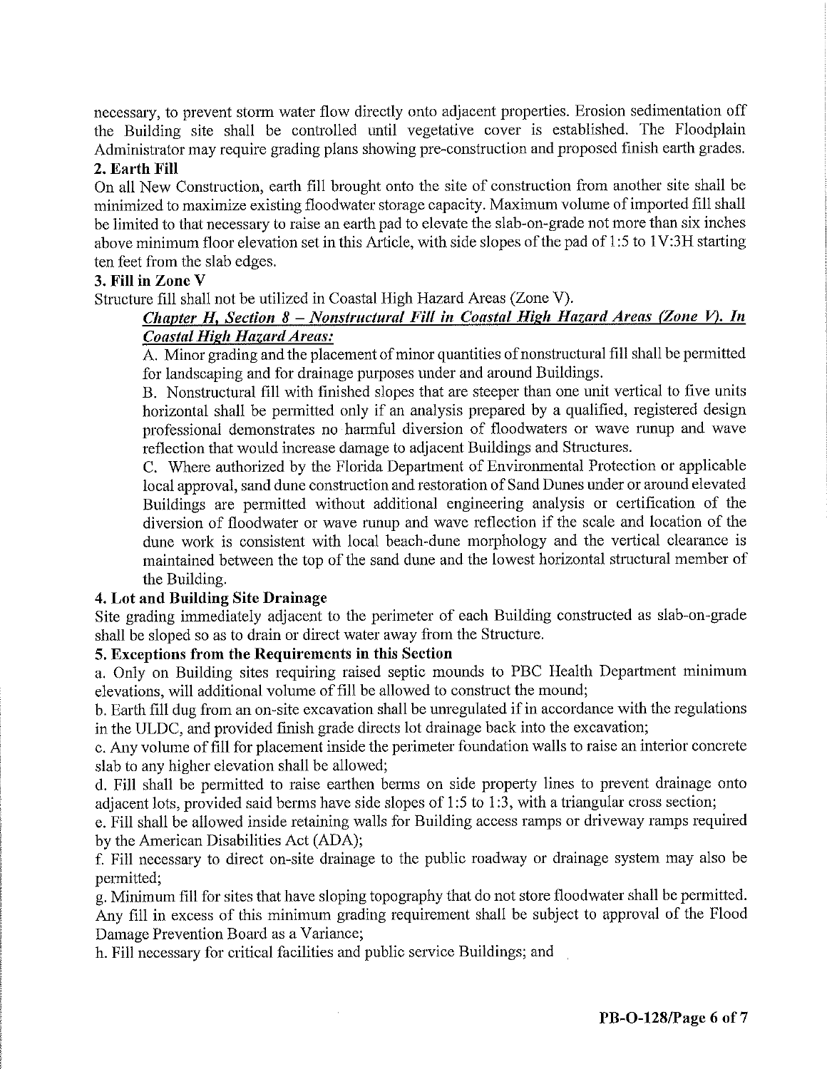necessary, to prevent storm water flow directly onto adjacent properties. Erosion sedimentation off the Building site shall be controlled until vegetative cover is established. The Floodplain Administrator may require grading plans showing pre-construction and proposed finish earth grades.

**2. Earth Fill**

On all New Construction, earth fill brought onto the site of construction from another site shall be minimized to maximize existing floodwater storage capacity. Maximum volume of imported fill shall be limited to that necessary to raise an earth pad to elevate the slab-on-grade not more than six inches above minimum floor elevation set in this Article, with side slopes of the pad of 1:5 to 1V:3H starting ten feet from the slab edges.

**3. Fill in Zone V**

Structure fill shall not be utilized in Coastal High Hazard Areas (Zone V).

***<u>Chapter H, Section 8 – Nonstructural Fill in Coastal High Hazard Areas (Zone V). In Coastal High Hazard Areas:</u>***

A. Minor grading and the placement of minor quantities of nonstructural fill shall be permitted for landscaping and for drainage purposes under and around Buildings.

B. Nonstructural fill with finished slopes that are steeper than one unit vertical to five units horizontal shall be permitted only if an analysis prepared by a qualified, registered design professional demonstrates no harmful diversion of floodwaters or wave runup and wave reflection that would increase damage to adjacent Buildings and Structures.

C. Where authorized by the Florida Department of Environmental Protection or applicable local approval, sand dune construction and restoration of Sand Dunes under or around elevated Buildings are permitted without additional engineering analysis or certification of the diversion of floodwater or wave runup and wave reflection if the scale and location of the dune work is consistent with local beach-dune morphology and the vertical clearance is maintained between the top of the sand dune and the lowest horizontal structural member of the Building.

**4. Lot and Building Site Drainage**

Site grading immediately adjacent to the perimeter of each Building constructed as slab-on-grade shall be sloped so as to drain or direct water away from the Structure.

**5. Exceptions from the Requirements in this Section**

a. Only on Building sites requiring raised septic mounds to PBC Health Department minimum elevations, will additional volume of fill be allowed to construct the mound;

b. Earth fill dug from an on-site excavation shall be unregulated if in accordance with the regulations in the ULDC, and provided finish grade directs lot drainage back into the excavation;

c. Any volume of fill for placement inside the perimeter foundation walls to raise an interior concrete slab to any higher elevation shall be allowed;

d. Fill shall be permitted to raise earthen berms on side property lines to prevent drainage onto adjacent lots, provided said berms have side slopes of 1:5 to 1:3, with a triangular cross section;

e. Fill shall be allowed inside retaining walls for Building access ramps or driveway ramps required by the American Disabilities Act (ADA);

f. Fill necessary to direct on-site drainage to the public roadway or drainage system may also be permitted;

g. Minimum fill for sites that have sloping topography that do not store floodwater shall be permitted. Any fill in excess of this minimum grading requirement shall be subject to approval of the Flood Damage Prevention Board as a Variance;

h. Fill necessary for critical facilities and public service Buildings; and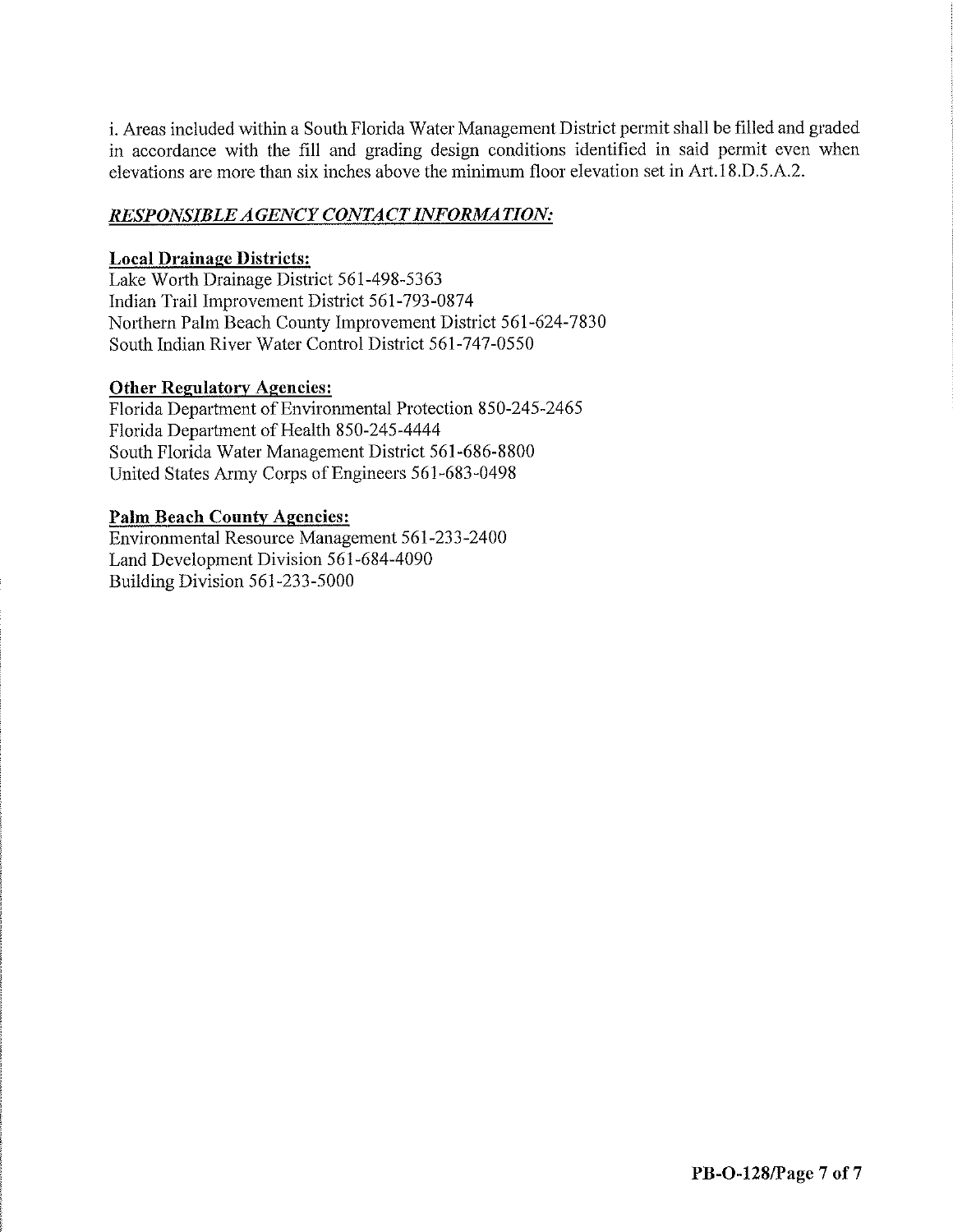i. Areas included within a South Florida Water Management District permit shall be filled and graded in accordance with the fill and grading design conditions identified in said permit even when elevations are more than six inches above the minimum floor elevation set in Art.18.D.5.A.2.

## ***RESPONSIBLE AGENCY CONTACT INFORMATION:***

**Local Drainage Districts:**

Lake Worth Drainage District 561-498-5363
Indian Trail Improvement District 561-793-0874
Northern Palm Beach County Improvement District 561-624-7830
South Indian River Water Control District 561-747-0550

**Other Regulatory Agencies:**

Florida Department of Environmental Protection 850-245-2465
Florida Department of Health 850-245-4444
South Florida Water Management District 561-686-8800
United States Army Corps of Engineers 561-683-0498

**Palm Beach County Agencies:**

Environmental Resource Management 561-233-2400
Land Development Division 561-684-4090
Building Division 561-233-5000